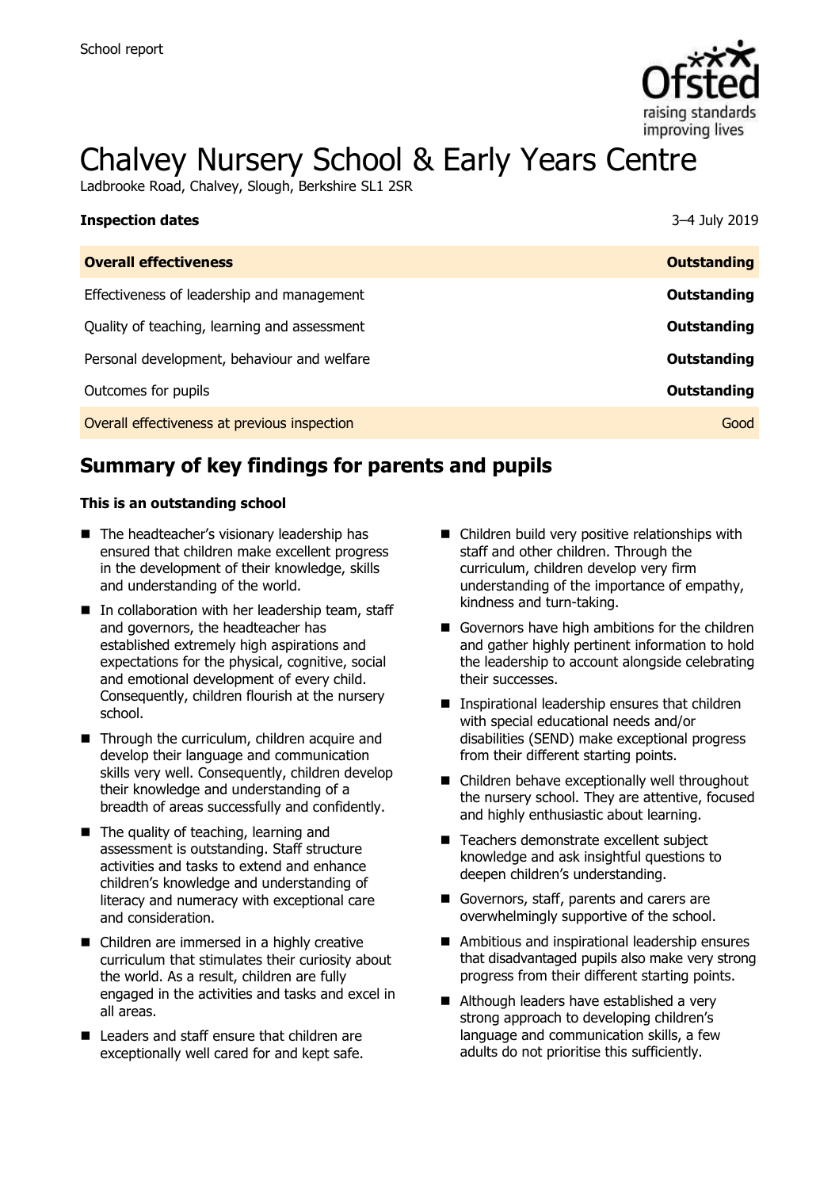School report

# Chalvey Nursery School & Early Years Centre

Ladbrooke Road, Chalvey, Slough, Berkshire SL1 2SR

| **Inspection dates** | 3–4 July 2019 |
| --- | --- |
| **Overall effectiveness** | **Outstanding** |
| Effectiveness of leadership and management | **Outstanding** |
| Quality of teaching, learning and assessment | **Outstanding** |
| Personal development, behaviour and welfare | **Outstanding** |
| Outcomes for pupils | **Outstanding** |
| Overall effectiveness at previous inspection | Good |

## Summary of key findings for parents and pupils

**This is an outstanding school**

- The headteacher's visionary leadership has ensured that children make excellent progress in the development of their knowledge, skills and understanding of the world.
- In collaboration with her leadership team, staff and governors, the headteacher has established extremely high aspirations and expectations for the physical, cognitive, social and emotional development of every child. Consequently, children flourish at the nursery school.
- Through the curriculum, children acquire and develop their language and communication skills very well. Consequently, children develop their knowledge and understanding of a breadth of areas successfully and confidently.
- The quality of teaching, learning and assessment is outstanding. Staff structure activities and tasks to extend and enhance children's knowledge and understanding of literacy and numeracy with exceptional care and consideration.
- Children are immersed in a highly creative curriculum that stimulates their curiosity about the world. As a result, children are fully engaged in the activities and tasks and excel in all areas.
- Leaders and staff ensure that children are exceptionally well cared for and kept safe.
- Children build very positive relationships with staff and other children. Through the curriculum, children develop very firm understanding of the importance of empathy, kindness and turn-taking.
- Governors have high ambitions for the children and gather highly pertinent information to hold the leadership to account alongside celebrating their successes.
- Inspirational leadership ensures that children with special educational needs and/or disabilities (SEND) make exceptional progress from their different starting points.
- Children behave exceptionally well throughout the nursery school. They are attentive, focused and highly enthusiastic about learning.
- Teachers demonstrate excellent subject knowledge and ask insightful questions to deepen children's understanding.
- Governors, staff, parents and carers are overwhelmingly supportive of the school.
- Ambitious and inspirational leadership ensures that disadvantaged pupils also make very strong progress from their different starting points.
- Although leaders have established a very strong approach to developing children's language and communication skills, a few adults do not prioritise this sufficiently.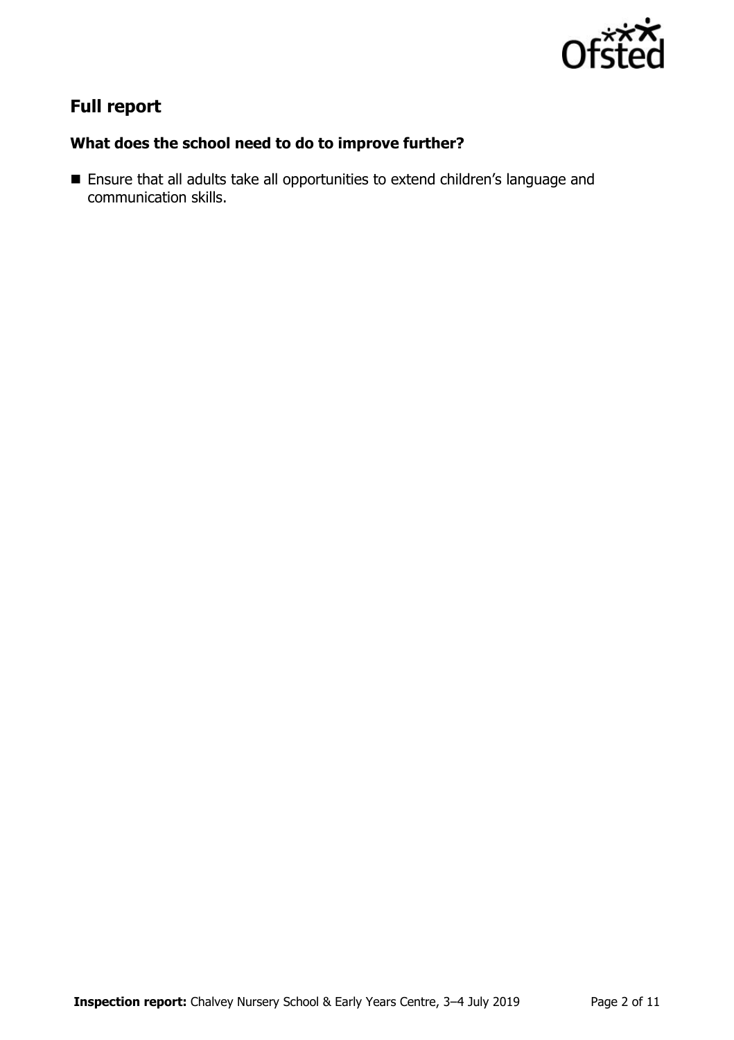## Full report

### What does the school need to do to improve further?

- Ensure that all adults take all opportunities to extend children's language and communication skills.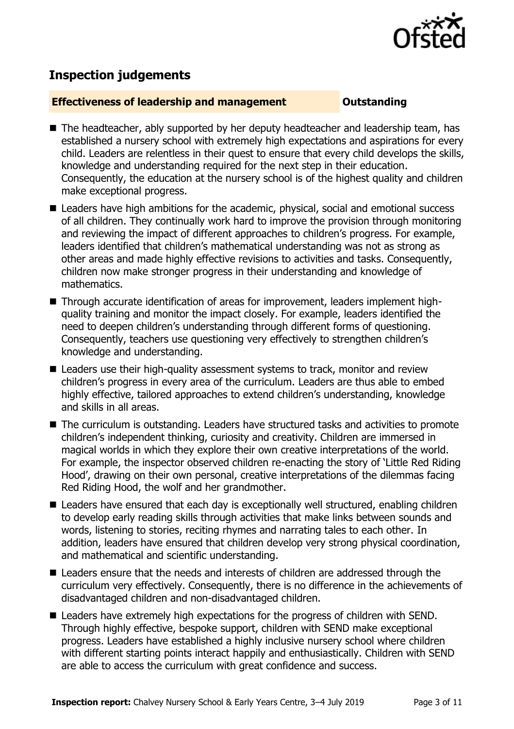## Inspection judgements

**Effectiveness of leadership and management** **Outstanding**

- The headteacher, ably supported by her deputy headteacher and leadership team, has established a nursery school with extremely high expectations and aspirations for every child. Leaders are relentless in their quest to ensure that every child develops the skills, knowledge and understanding required for the next step in their education. Consequently, the education at the nursery school is of the highest quality and children make exceptional progress.
- Leaders have high ambitions for the academic, physical, social and emotional success of all children. They continually work hard to improve the provision through monitoring and reviewing the impact of different approaches to children's progress. For example, leaders identified that children's mathematical understanding was not as strong as other areas and made highly effective revisions to activities and tasks. Consequently, children now make stronger progress in their understanding and knowledge of mathematics.
- Through accurate identification of areas for improvement, leaders implement high-quality training and monitor the impact closely. For example, leaders identified the need to deepen children's understanding through different forms of questioning. Consequently, teachers use questioning very effectively to strengthen children's knowledge and understanding.
- Leaders use their high-quality assessment systems to track, monitor and review children's progress in every area of the curriculum. Leaders are thus able to embed highly effective, tailored approaches to extend children's understanding, knowledge and skills in all areas.
- The curriculum is outstanding. Leaders have structured tasks and activities to promote children's independent thinking, curiosity and creativity. Children are immersed in magical worlds in which they explore their own creative interpretations of the world. For example, the inspector observed children re-enacting the story of 'Little Red Riding Hood', drawing on their own personal, creative interpretations of the dilemmas facing Red Riding Hood, the wolf and her grandmother.
- Leaders have ensured that each day is exceptionally well structured, enabling children to develop early reading skills through activities that make links between sounds and words, listening to stories, reciting rhymes and narrating tales to each other. In addition, leaders have ensured that children develop very strong physical coordination, and mathematical and scientific understanding.
- Leaders ensure that the needs and interests of children are addressed through the curriculum very effectively. Consequently, there is no difference in the achievements of disadvantaged children and non-disadvantaged children.
- Leaders have extremely high expectations for the progress of children with SEND. Through highly effective, bespoke support, children with SEND make exceptional progress. Leaders have established a highly inclusive nursery school where children with different starting points interact happily and enthusiastically. Children with SEND are able to access the curriculum with great confidence and success.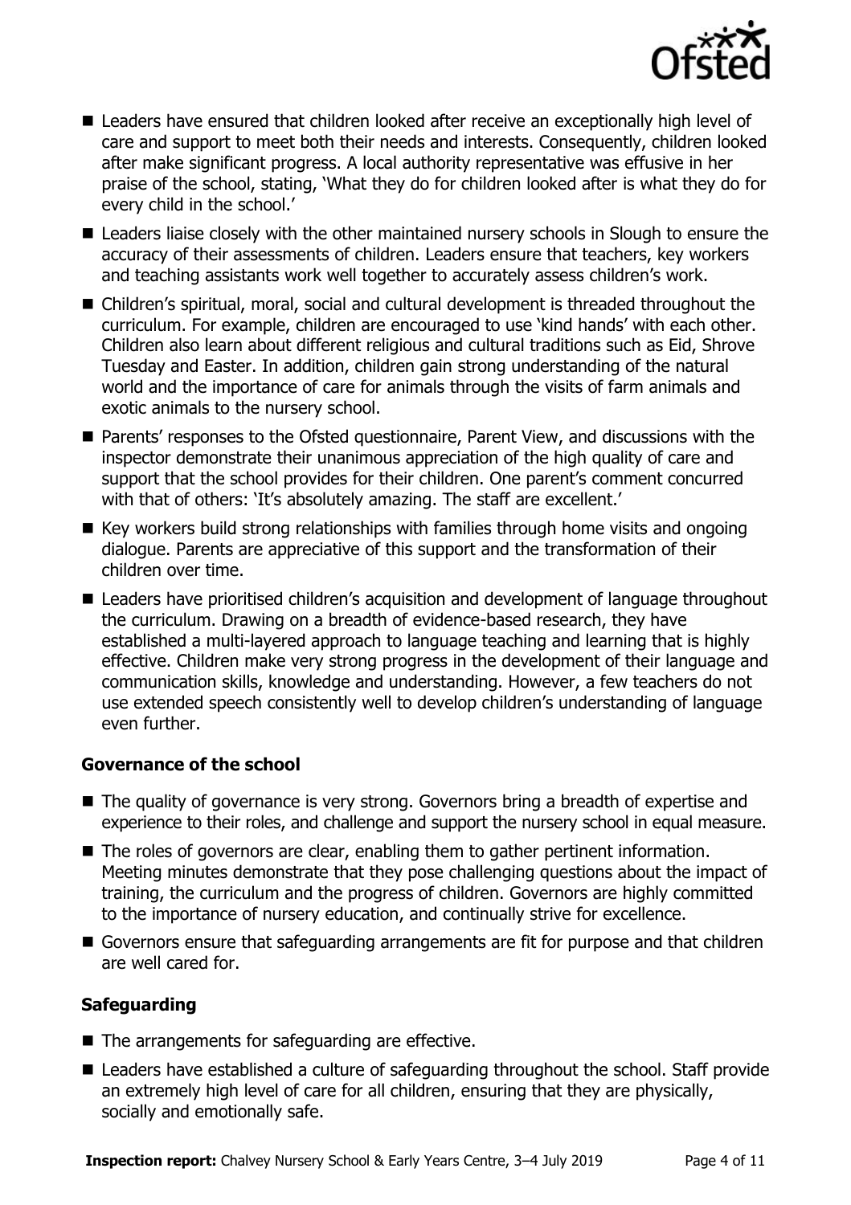- Leaders have ensured that children looked after receive an exceptionally high level of care and support to meet both their needs and interests. Consequently, children looked after make significant progress. A local authority representative was effusive in her praise of the school, stating, 'What they do for children looked after is what they do for every child in the school.'
- Leaders liaise closely with the other maintained nursery schools in Slough to ensure the accuracy of their assessments of children. Leaders ensure that teachers, key workers and teaching assistants work well together to accurately assess children's work.
- Children's spiritual, moral, social and cultural development is threaded throughout the curriculum. For example, children are encouraged to use 'kind hands' with each other. Children also learn about different religious and cultural traditions such as Eid, Shrove Tuesday and Easter. In addition, children gain strong understanding of the natural world and the importance of care for animals through the visits of farm animals and exotic animals to the nursery school.
- Parents' responses to the Ofsted questionnaire, Parent View, and discussions with the inspector demonstrate their unanimous appreciation of the high quality of care and support that the school provides for their children. One parent's comment concurred with that of others: 'It's absolutely amazing. The staff are excellent.'
- Key workers build strong relationships with families through home visits and ongoing dialogue. Parents are appreciative of this support and the transformation of their children over time.
- Leaders have prioritised children's acquisition and development of language throughout the curriculum. Drawing on a breadth of evidence-based research, they have established a multi-layered approach to language teaching and learning that is highly effective. Children make very strong progress in the development of their language and communication skills, knowledge and understanding. However, a few teachers do not use extended speech consistently well to develop children's understanding of language even further.

### Governance of the school

- The quality of governance is very strong. Governors bring a breadth of expertise and experience to their roles, and challenge and support the nursery school in equal measure.
- The roles of governors are clear, enabling them to gather pertinent information. Meeting minutes demonstrate that they pose challenging questions about the impact of training, the curriculum and the progress of children. Governors are highly committed to the importance of nursery education, and continually strive for excellence.
- Governors ensure that safeguarding arrangements are fit for purpose and that children are well cared for.

### Safeguarding

- The arrangements for safeguarding are effective.
- Leaders have established a culture of safeguarding throughout the school. Staff provide an extremely high level of care for all children, ensuring that they are physically, socially and emotionally safe.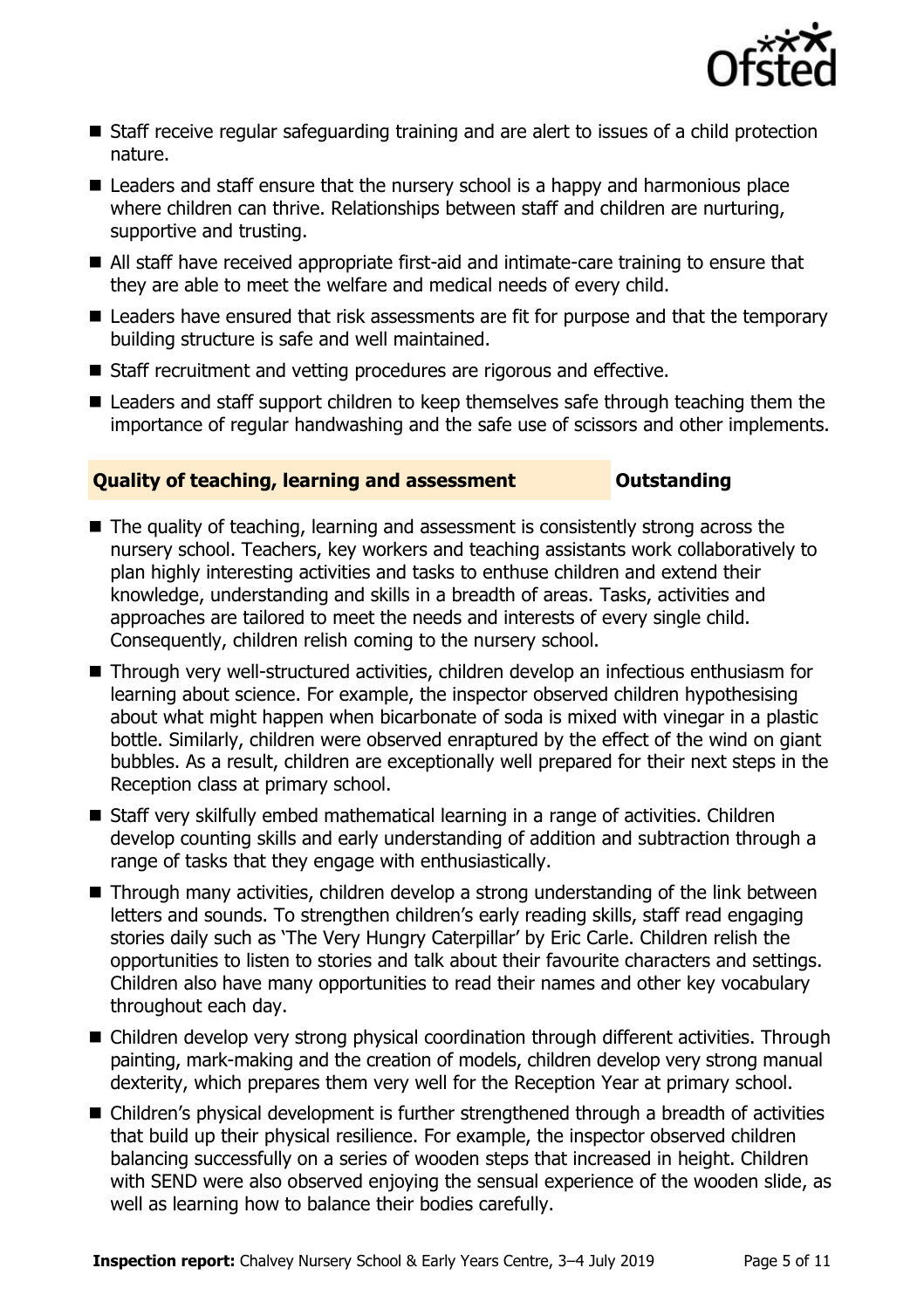- Staff receive regular safeguarding training and are alert to issues of a child protection nature.
- Leaders and staff ensure that the nursery school is a happy and harmonious place where children can thrive. Relationships between staff and children are nurturing, supportive and trusting.
- All staff have received appropriate first-aid and intimate-care training to ensure that they are able to meet the welfare and medical needs of every child.
- Leaders have ensured that risk assessments are fit for purpose and that the temporary building structure is safe and well maintained.
- Staff recruitment and vetting procedures are rigorous and effective.
- Leaders and staff support children to keep themselves safe through teaching them the importance of regular handwashing and the safe use of scissors and other implements.

## Quality of teaching, learning and assessment — Outstanding

- The quality of teaching, learning and assessment is consistently strong across the nursery school. Teachers, key workers and teaching assistants work collaboratively to plan highly interesting activities and tasks to enthuse children and extend their knowledge, understanding and skills in a breadth of areas. Tasks, activities and approaches are tailored to meet the needs and interests of every single child. Consequently, children relish coming to the nursery school.
- Through very well-structured activities, children develop an infectious enthusiasm for learning about science. For example, the inspector observed children hypothesising about what might happen when bicarbonate of soda is mixed with vinegar in a plastic bottle. Similarly, children were observed enraptured by the effect of the wind on giant bubbles. As a result, children are exceptionally well prepared for their next steps in the Reception class at primary school.
- Staff very skilfully embed mathematical learning in a range of activities. Children develop counting skills and early understanding of addition and subtraction through a range of tasks that they engage with enthusiastically.
- Through many activities, children develop a strong understanding of the link between letters and sounds. To strengthen children's early reading skills, staff read engaging stories daily such as 'The Very Hungry Caterpillar' by Eric Carle. Children relish the opportunities to listen to stories and talk about their favourite characters and settings. Children also have many opportunities to read their names and other key vocabulary throughout each day.
- Children develop very strong physical coordination through different activities. Through painting, mark-making and the creation of models, children develop very strong manual dexterity, which prepares them very well for the Reception Year at primary school.
- Children's physical development is further strengthened through a breadth of activities that build up their physical resilience. For example, the inspector observed children balancing successfully on a series of wooden steps that increased in height. Children with SEND were also observed enjoying the sensual experience of the wooden slide, as well as learning how to balance their bodies carefully.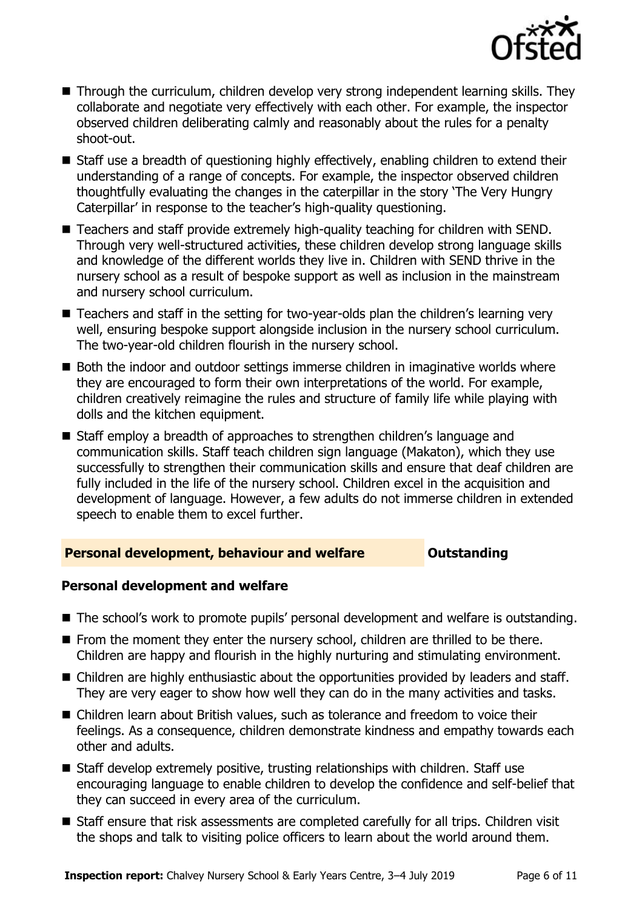- Through the curriculum, children develop very strong independent learning skills. They collaborate and negotiate very effectively with each other. For example, the inspector observed children deliberating calmly and reasonably about the rules for a penalty shoot-out.
- Staff use a breadth of questioning highly effectively, enabling children to extend their understanding of a range of concepts. For example, the inspector observed children thoughtfully evaluating the changes in the caterpillar in the story 'The Very Hungry Caterpillar' in response to the teacher's high-quality questioning.
- Teachers and staff provide extremely high-quality teaching for children with SEND. Through very well-structured activities, these children develop strong language skills and knowledge of the different worlds they live in. Children with SEND thrive in the nursery school as a result of bespoke support as well as inclusion in the mainstream and nursery school curriculum.
- Teachers and staff in the setting for two-year-olds plan the children's learning very well, ensuring bespoke support alongside inclusion in the nursery school curriculum. The two-year-old children flourish in the nursery school.
- Both the indoor and outdoor settings immerse children in imaginative worlds where they are encouraged to form their own interpretations of the world. For example, children creatively reimagine the rules and structure of family life while playing with dolls and the kitchen equipment.
- Staff employ a breadth of approaches to strengthen children's language and communication skills. Staff teach children sign language (Makaton), which they use successfully to strengthen their communication skills and ensure that deaf children are fully included in the life of the nursery school. Children excel in the acquisition and development of language. However, a few adults do not immerse children in extended speech to enable them to excel further.

## Personal development, behaviour and welfare — Outstanding

### Personal development and welfare

- The school's work to promote pupils' personal development and welfare is outstanding.
- From the moment they enter the nursery school, children are thrilled to be there. Children are happy and flourish in the highly nurturing and stimulating environment.
- Children are highly enthusiastic about the opportunities provided by leaders and staff. They are very eager to show how well they can do in the many activities and tasks.
- Children learn about British values, such as tolerance and freedom to voice their feelings. As a consequence, children demonstrate kindness and empathy towards each other and adults.
- Staff develop extremely positive, trusting relationships with children. Staff use encouraging language to enable children to develop the confidence and self-belief that they can succeed in every area of the curriculum.
- Staff ensure that risk assessments are completed carefully for all trips. Children visit the shops and talk to visiting police officers to learn about the world around them.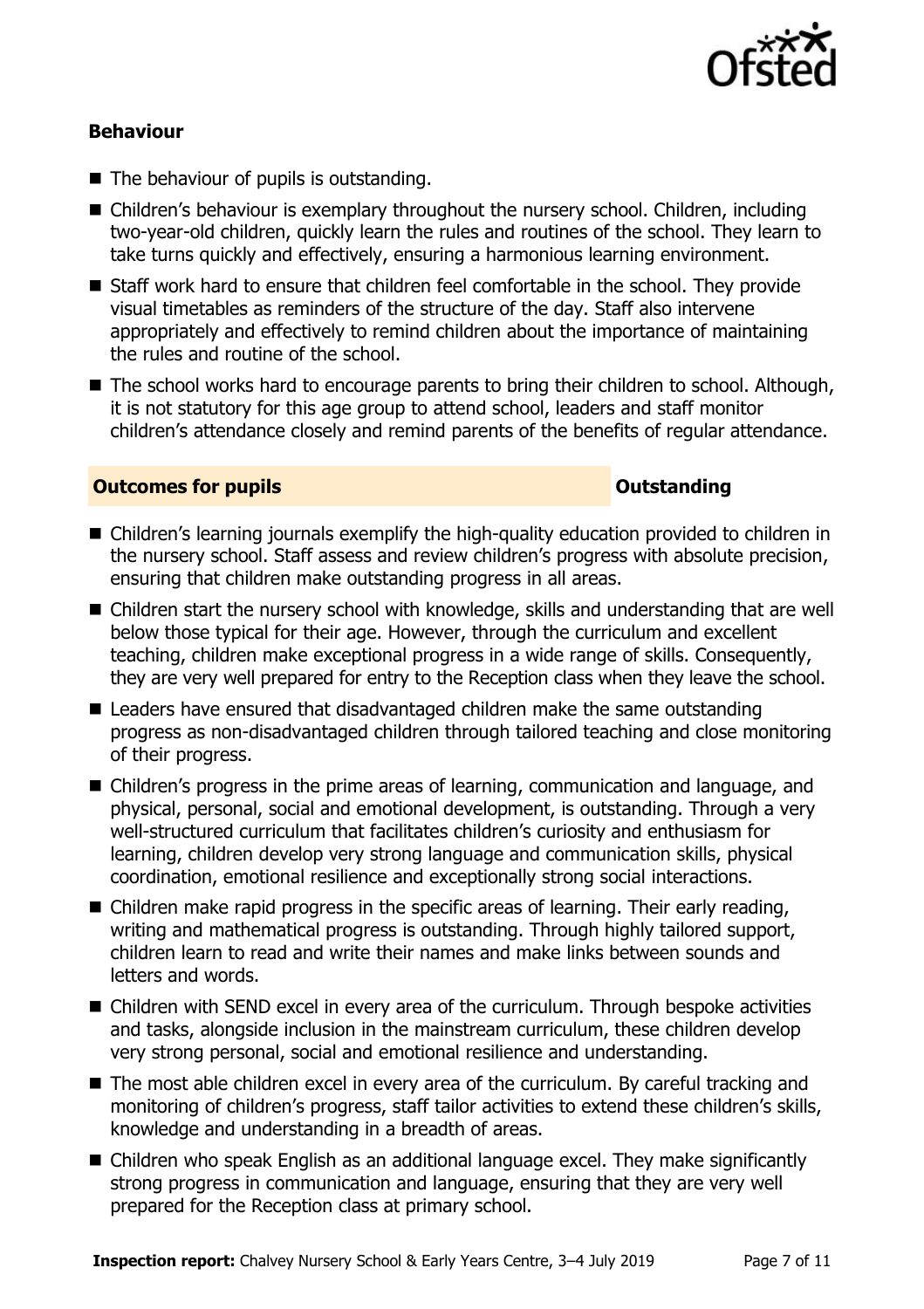### Behaviour

- The behaviour of pupils is outstanding.
- Children's behaviour is exemplary throughout the nursery school. Children, including two-year-old children, quickly learn the rules and routines of the school. They learn to take turns quickly and effectively, ensuring a harmonious learning environment.
- Staff work hard to ensure that children feel comfortable in the school. They provide visual timetables as reminders of the structure of the day. Staff also intervene appropriately and effectively to remind children about the importance of maintaining the rules and routine of the school.
- The school works hard to encourage parents to bring their children to school. Although, it is not statutory for this age group to attend school, leaders and staff monitor children's attendance closely and remind parents of the benefits of regular attendance.

### Outcomes for pupils — Outstanding

- Children's learning journals exemplify the high-quality education provided to children in the nursery school. Staff assess and review children's progress with absolute precision, ensuring that children make outstanding progress in all areas.
- Children start the nursery school with knowledge, skills and understanding that are well below those typical for their age. However, through the curriculum and excellent teaching, children make exceptional progress in a wide range of skills. Consequently, they are very well prepared for entry to the Reception class when they leave the school.
- Leaders have ensured that disadvantaged children make the same outstanding progress as non-disadvantaged children through tailored teaching and close monitoring of their progress.
- Children's progress in the prime areas of learning, communication and language, and physical, personal, social and emotional development, is outstanding. Through a very well-structured curriculum that facilitates children's curiosity and enthusiasm for learning, children develop very strong language and communication skills, physical coordination, emotional resilience and exceptionally strong social interactions.
- Children make rapid progress in the specific areas of learning. Their early reading, writing and mathematical progress is outstanding. Through highly tailored support, children learn to read and write their names and make links between sounds and letters and words.
- Children with SEND excel in every area of the curriculum. Through bespoke activities and tasks, alongside inclusion in the mainstream curriculum, these children develop very strong personal, social and emotional resilience and understanding.
- The most able children excel in every area of the curriculum. By careful tracking and monitoring of children's progress, staff tailor activities to extend these children's skills, knowledge and understanding in a breadth of areas.
- Children who speak English as an additional language excel. They make significantly strong progress in communication and language, ensuring that they are very well prepared for the Reception class at primary school.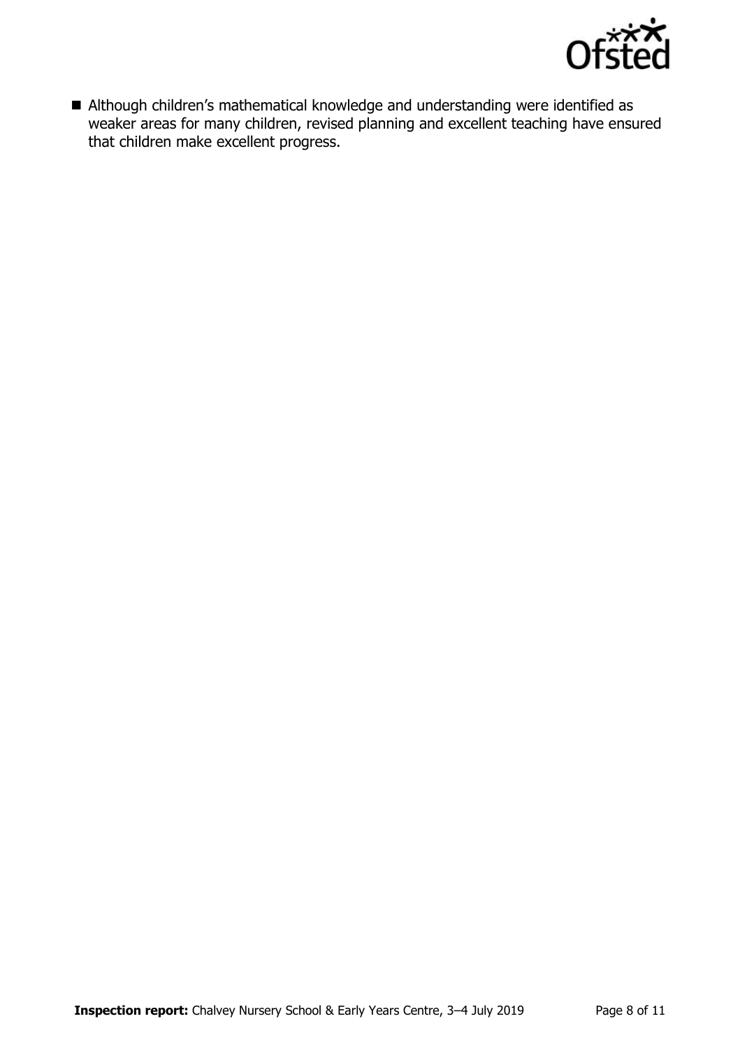- Although children's mathematical knowledge and understanding were identified as weaker areas for many children, revised planning and excellent teaching have ensured that children make excellent progress.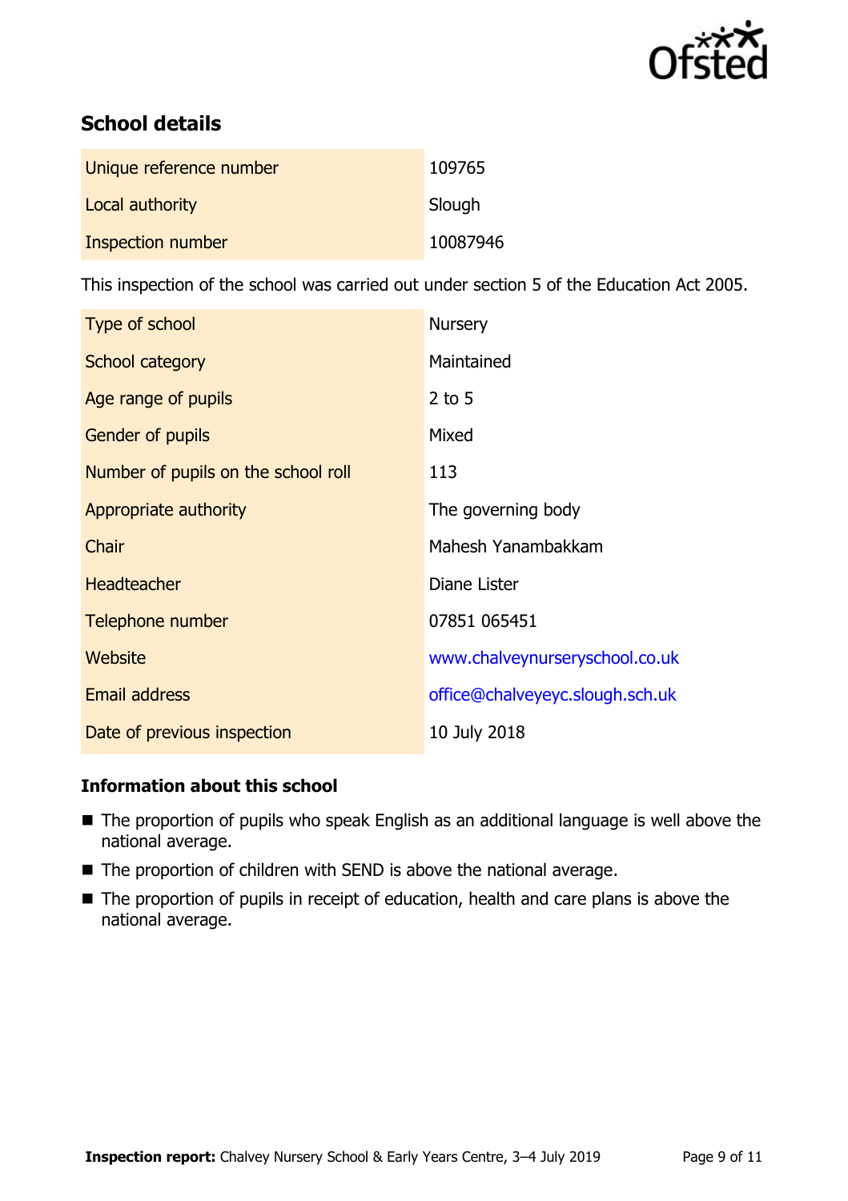## School details

| | |
|---|---|
| Unique reference number | 109765 |
| Local authority | Slough |
| Inspection number | 10087946 |

This inspection of the school was carried out under section 5 of the Education Act 2005.

| | |
|---|---|
| Type of school | Nursery |
| School category | Maintained |
| Age range of pupils | 2 to 5 |
| Gender of pupils | Mixed |
| Number of pupils on the school roll | 113 |
| Appropriate authority | The governing body |
| Chair | Mahesh Yanambakkam |
| Headteacher | Diane Lister |
| Telephone number | 07851 065451 |
| Website | www.chalveynurseryschool.co.uk |
| Email address | office@chalveyeyc.slough.sch.uk |
| Date of previous inspection | 10 July 2018 |

### Information about this school

- The proportion of pupils who speak English as an additional language is well above the national average.
- The proportion of children with SEND is above the national average.
- The proportion of pupils in receipt of education, health and care plans is above the national average.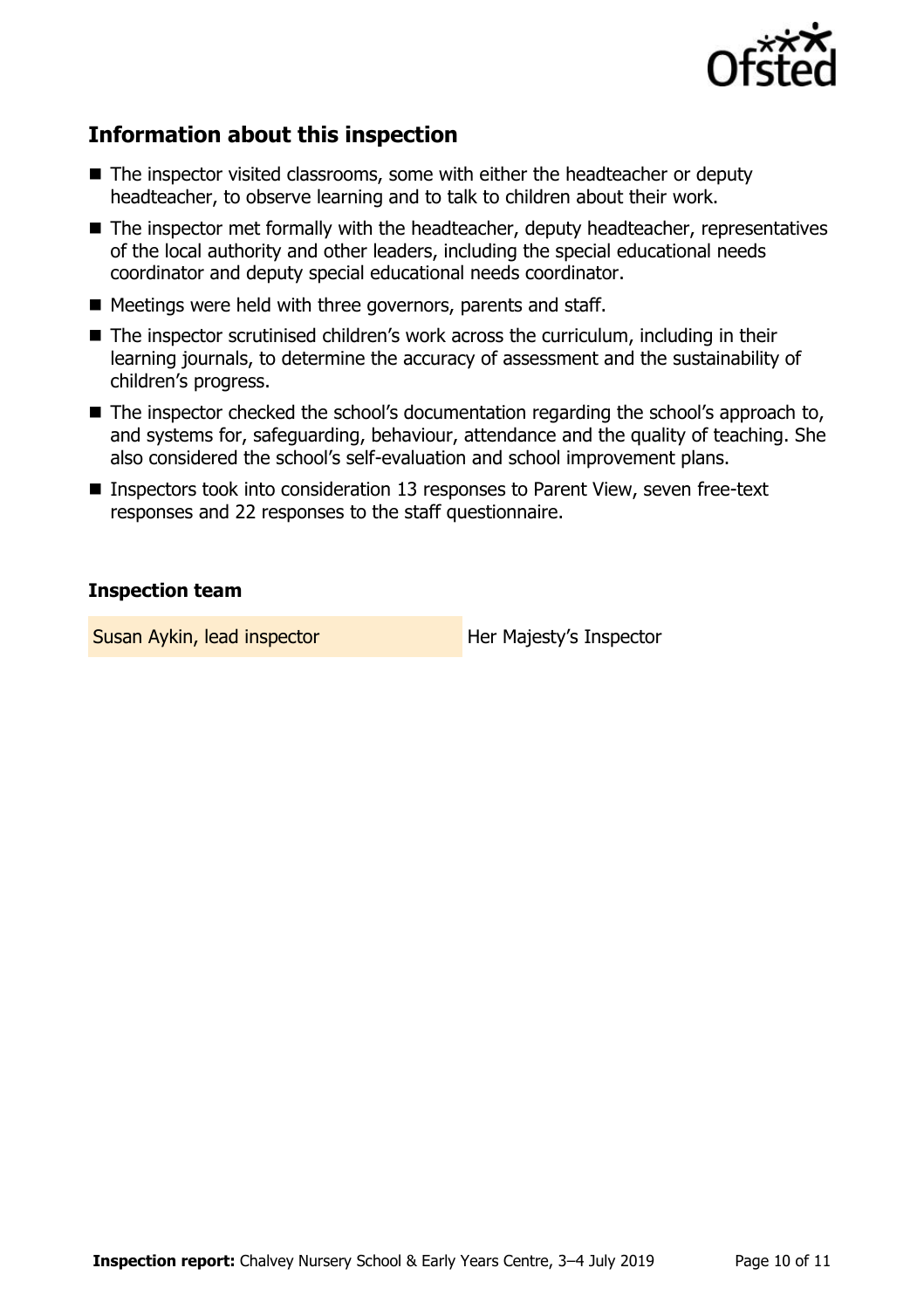## Information about this inspection

- The inspector visited classrooms, some with either the headteacher or deputy headteacher, to observe learning and to talk to children about their work.
- The inspector met formally with the headteacher, deputy headteacher, representatives of the local authority and other leaders, including the special educational needs coordinator and deputy special educational needs coordinator.
- Meetings were held with three governors, parents and staff.
- The inspector scrutinised children's work across the curriculum, including in their learning journals, to determine the accuracy of assessment and the sustainability of children's progress.
- The inspector checked the school's documentation regarding the school's approach to, and systems for, safeguarding, behaviour, attendance and the quality of teaching. She also considered the school's self-evaluation and school improvement plans.
- Inspectors took into consideration 13 responses to Parent View, seven free-text responses and 22 responses to the staff questionnaire.

### Inspection team

| | |
|---|---|
| Susan Aykin, lead inspector | Her Majesty's Inspector |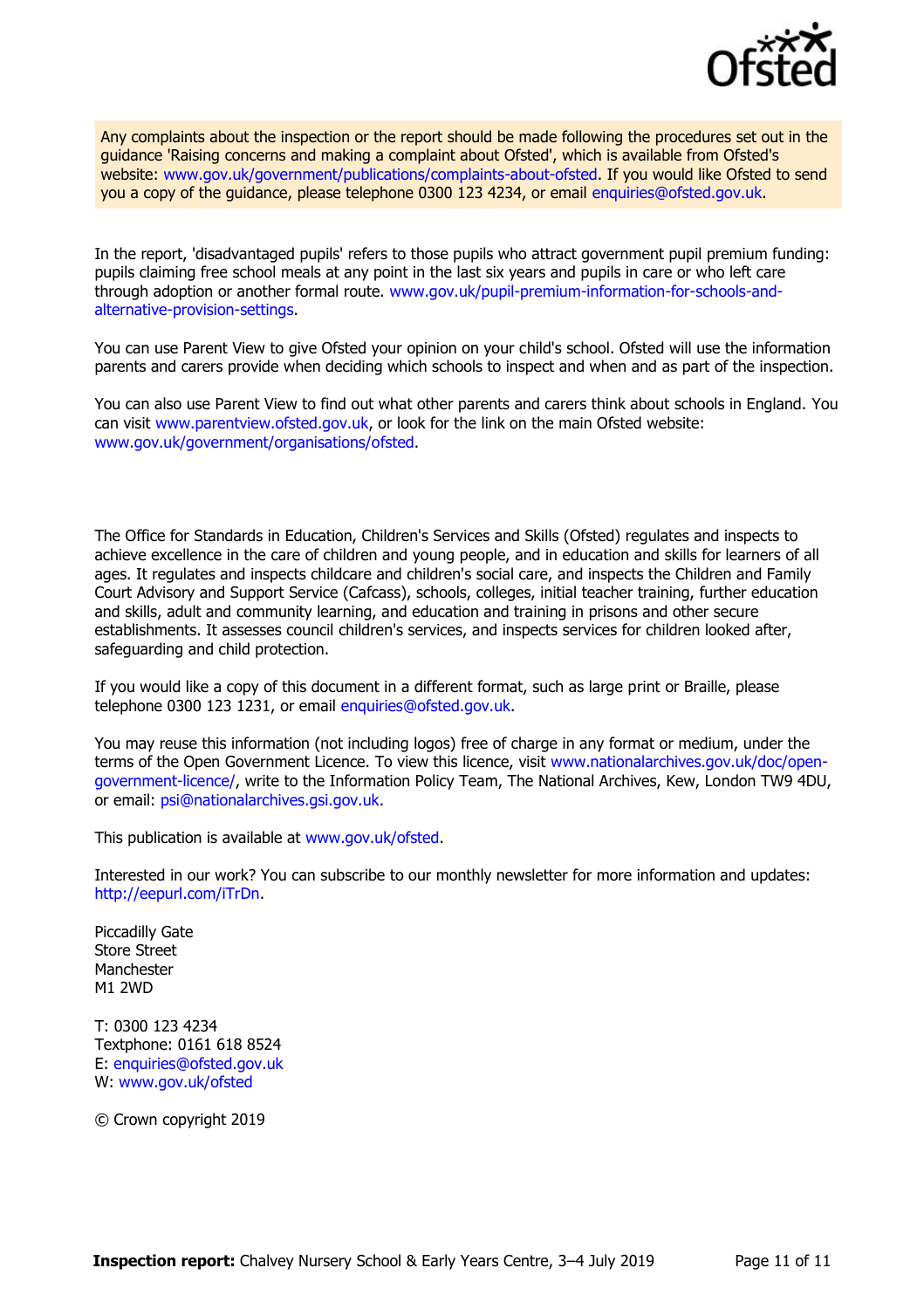Any complaints about the inspection or the report should be made following the procedures set out in the guidance 'Raising concerns and making a complaint about Ofsted', which is available from Ofsted's website: www.gov.uk/government/publications/complaints-about-ofsted. If you would like Ofsted to send you a copy of the guidance, please telephone 0300 123 4234, or email enquiries@ofsted.gov.uk.

In the report, 'disadvantaged pupils' refers to those pupils who attract government pupil premium funding: pupils claiming free school meals at any point in the last six years and pupils in care or who left care through adoption or another formal route. www.gov.uk/pupil-premium-information-for-schools-and-alternative-provision-settings.

You can use Parent View to give Ofsted your opinion on your child's school. Ofsted will use the information parents and carers provide when deciding which schools to inspect and when and as part of the inspection.

You can also use Parent View to find out what other parents and carers think about schools in England. You can visit www.parentview.ofsted.gov.uk, or look for the link on the main Ofsted website: www.gov.uk/government/organisations/ofsted.

The Office for Standards in Education, Children's Services and Skills (Ofsted) regulates and inspects to achieve excellence in the care of children and young people, and in education and skills for learners of all ages. It regulates and inspects childcare and children's social care, and inspects the Children and Family Court Advisory and Support Service (Cafcass), schools, colleges, initial teacher training, further education and skills, adult and community learning, and education and training in prisons and other secure establishments. It assesses council children's services, and inspects services for children looked after, safeguarding and child protection.

If you would like a copy of this document in a different format, such as large print or Braille, please telephone 0300 123 1231, or email enquiries@ofsted.gov.uk.

You may reuse this information (not including logos) free of charge in any format or medium, under the terms of the Open Government Licence. To view this licence, visit www.nationalarchives.gov.uk/doc/open-government-licence/, write to the Information Policy Team, The National Archives, Kew, London TW9 4DU, or email: psi@nationalarchives.gsi.gov.uk.

This publication is available at www.gov.uk/ofsted.

Interested in our work? You can subscribe to our monthly newsletter for more information and updates: http://eepurl.com/iTrDn.

Piccadilly Gate
Store Street
Manchester
M1 2WD

T: 0300 123 4234
Textphone: 0161 618 8524
E: enquiries@ofsted.gov.uk
W: www.gov.uk/ofsted

© Crown copyright 2019